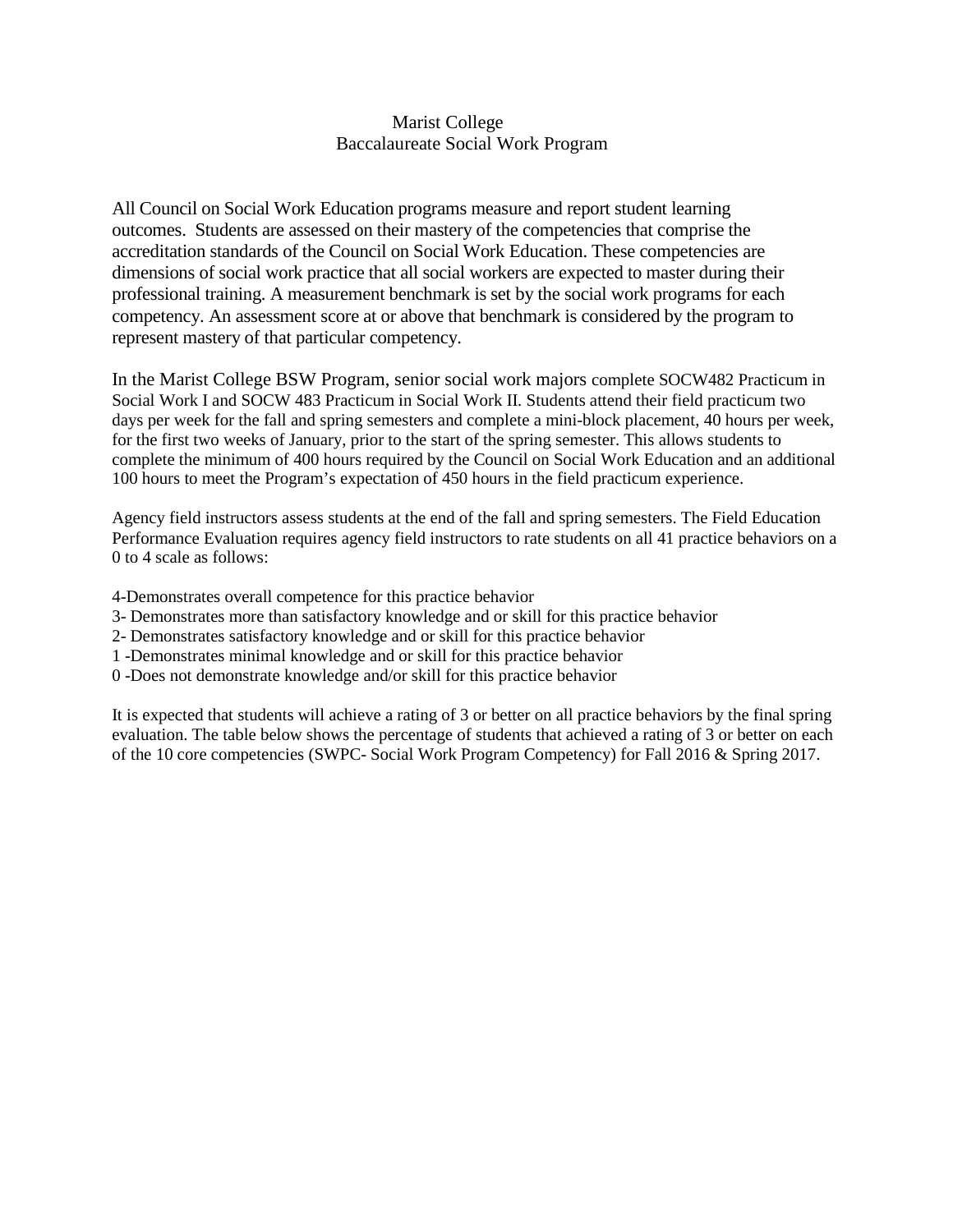Marist College
Baccalaureate Social Work Program

All Council on Social Work Education programs measure and report student learning outcomes. Students are assessed on their mastery of the competencies that comprise the accreditation standards of the Council on Social Work Education. These competencies are dimensions of social work practice that all social workers are expected to master during their professional training. A measurement benchmark is set by the social work programs for each competency. An assessment score at or above that benchmark is considered by the program to represent mastery of that particular competency.

In the Marist College BSW Program, senior social work majors complete SOCW482 Practicum in Social Work I and SOCW 483 Practicum in Social Work II. Students attend their field practicum two days per week for the fall and spring semesters and complete a mini-block placement, 40 hours per week, for the first two weeks of January, prior to the start of the spring semester. This allows students to complete the minimum of 400 hours required by the Council on Social Work Education and an additional 100 hours to meet the Program's expectation of 450 hours in the field practicum experience.

Agency field instructors assess students at the end of the fall and spring semesters. The Field Education Performance Evaluation requires agency field instructors to rate students on all 41 practice behaviors on a 0 to 4 scale as follows:

4-Demonstrates overall competence for this practice behavior
3- Demonstrates more than satisfactory knowledge and or skill for this practice behavior
2- Demonstrates satisfactory knowledge and or skill for this practice behavior
1 -Demonstrates minimal knowledge and or skill for this practice behavior
0 -Does not demonstrate knowledge and/or skill for this practice behavior

It is expected that students will achieve a rating of 3 or better on all practice behaviors by the final spring evaluation. The table below shows the percentage of students that achieved a rating of 3 or better on each of the 10 core competencies (SWPC- Social Work Program Competency) for Fall 2016 & Spring 2017.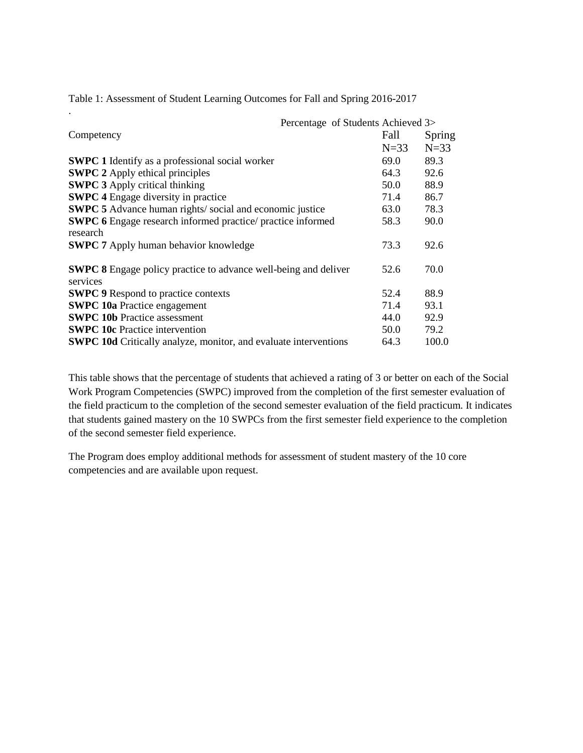Table 1: Assessment of Student Learning Outcomes for Fall and Spring 2016-2017

.

| | Percentage of Students Achieved 3> | |
|---|---|---|
| Competency | Fall N=33 | Spring N=33 |
| **SWPC 1** Identify as a professional social worker | 69.0 | 89.3 |
| **SWPC 2** Apply ethical principles | 64.3 | 92.6 |
| **SWPC 3** Apply critical thinking | 50.0 | 88.9 |
| **SWPC 4** Engage diversity in practice | 71.4 | 86.7 |
| **SWPC 5** Advance human rights/ social and economic justice | 63.0 | 78.3 |
| **SWPC 6** Engage research informed practice/ practice informed research | 58.3 | 90.0 |
| **SWPC 7** Apply human behavior knowledge | 73.3 | 92.6 |
| **SWPC 8** Engage policy practice to advance well-being and deliver services | 52.6 | 70.0 |
| **SWPC 9** Respond to practice contexts | 52.4 | 88.9 |
| **SWPC 10a** Practice engagement | 71.4 | 93.1 |
| **SWPC 10b** Practice assessment | 44.0 | 92.9 |
| **SWPC 10c** Practice intervention | 50.0 | 79.2 |
| **SWPC 10d** Critically analyze, monitor, and evaluate interventions | 64.3 | 100.0 |

This table shows that the percentage of students that achieved a rating of 3 or better on each of the Social Work Program Competencies (SWPC) improved from the completion of the first semester evaluation of the field practicum to the completion of the second semester evaluation of the field practicum. It indicates that students gained mastery on the 10 SWPCs from the first semester field experience to the completion of the second semester field experience.

The Program does employ additional methods for assessment of student mastery of the 10 core competencies and are available upon request.